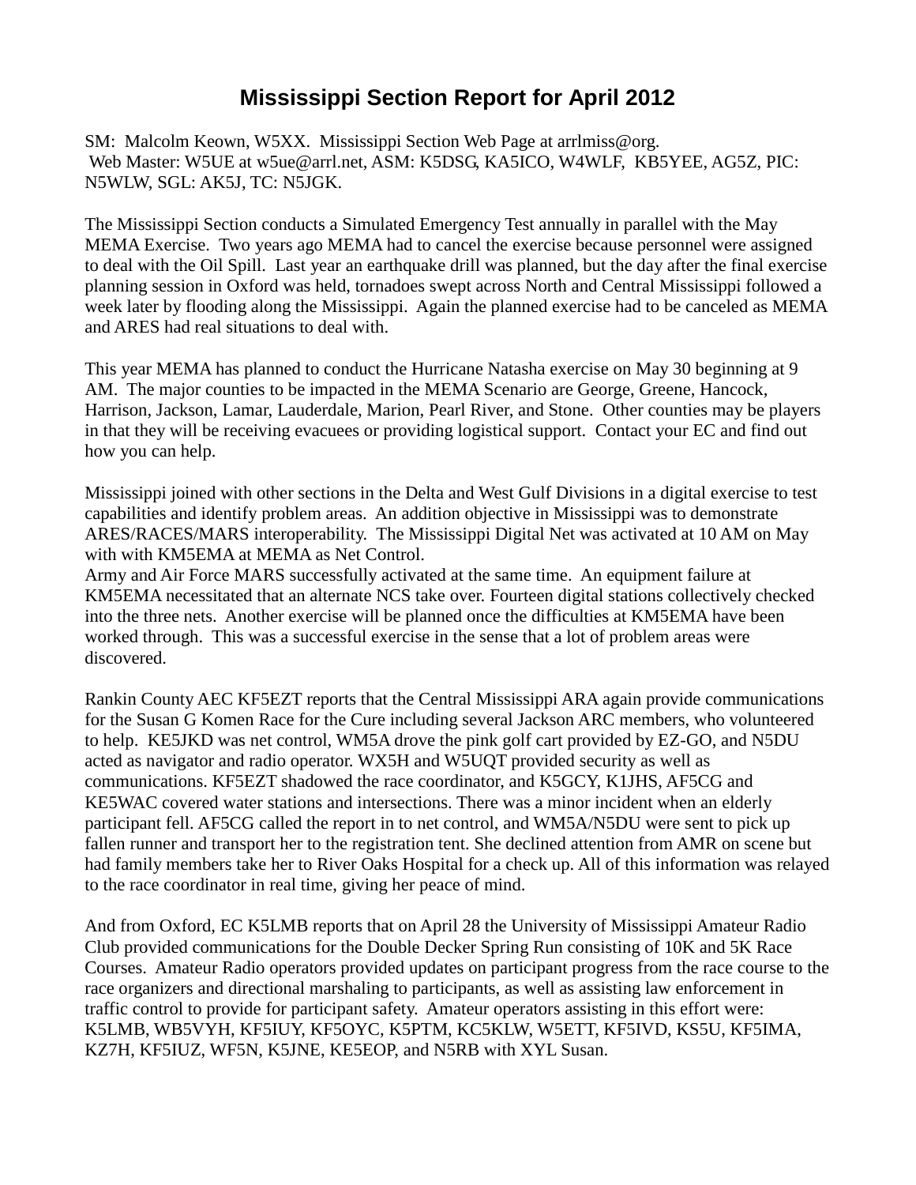# Mississippi Section Report for April 2012

SM: Malcolm Keown, W5XX. Mississippi Section Web Page at arrlmiss@org.
Web Master: W5UE at w5ue@arrl.net, ASM: K5DSG, KA5ICO, W4WLF, KB5YEE, AG5Z, PIC: N5WLW, SGL: AK5J, TC: N5JGK.

The Mississippi Section conducts a Simulated Emergency Test annually in parallel with the May MEMA Exercise. Two years ago MEMA had to cancel the exercise because personnel were assigned to deal with the Oil Spill. Last year an earthquake drill was planned, but the day after the final exercise planning session in Oxford was held, tornadoes swept across North and Central Mississippi followed a week later by flooding along the Mississippi. Again the planned exercise had to be canceled as MEMA and ARES had real situations to deal with.

This year MEMA has planned to conduct the Hurricane Natasha exercise on May 30 beginning at 9 AM. The major counties to be impacted in the MEMA Scenario are George, Greene, Hancock, Harrison, Jackson, Lamar, Lauderdale, Marion, Pearl River, and Stone. Other counties may be players in that they will be receiving evacuees or providing logistical support. Contact your EC and find out how you can help.

Mississippi joined with other sections in the Delta and West Gulf Divisions in a digital exercise to test capabilities and identify problem areas. An addition objective in Mississippi was to demonstrate ARES/RACES/MARS interoperability. The Mississippi Digital Net was activated at 10 AM on May with with KM5EMA at MEMA as Net Control.
Army and Air Force MARS successfully activated at the same time. An equipment failure at KM5EMA necessitated that an alternate NCS take over. Fourteen digital stations collectively checked into the three nets. Another exercise will be planned once the difficulties at KM5EMA have been worked through. This was a successful exercise in the sense that a lot of problem areas were discovered.

Rankin County AEC KF5EZT reports that the Central Mississippi ARA again provide communications for the Susan G Komen Race for the Cure including several Jackson ARC members, who volunteered to help. KE5JKD was net control, WM5A drove the pink golf cart provided by EZ-GO, and N5DU acted as navigator and radio operator. WX5H and W5UQT provided security as well as communications. KF5EZT shadowed the race coordinator, and K5GCY, K1JHS, AF5CG and KE5WAC covered water stations and intersections. There was a minor incident when an elderly participant fell. AF5CG called the report in to net control, and WM5A/N5DU were sent to pick up fallen runner and transport her to the registration tent. She declined attention from AMR on scene but had family members take her to River Oaks Hospital for a check up. All of this information was relayed to the race coordinator in real time, giving her peace of mind.

And from Oxford, EC K5LMB reports that on April 28 the University of Mississippi Amateur Radio Club provided communications for the Double Decker Spring Run consisting of 10K and 5K Race Courses. Amateur Radio operators provided updates on participant progress from the race course to the race organizers and directional marshaling to participants, as well as assisting law enforcement in traffic control to provide for participant safety. Amateur operators assisting in this effort were: K5LMB, WB5VYH, KF5IUY, KF5OYC, K5PTM, KC5KLW, W5ETT, KF5IVD, KS5U, KF5IMA, KZ7H, KF5IUZ, WF5N, K5JNE, KE5EOP, and N5RB with XYL Susan.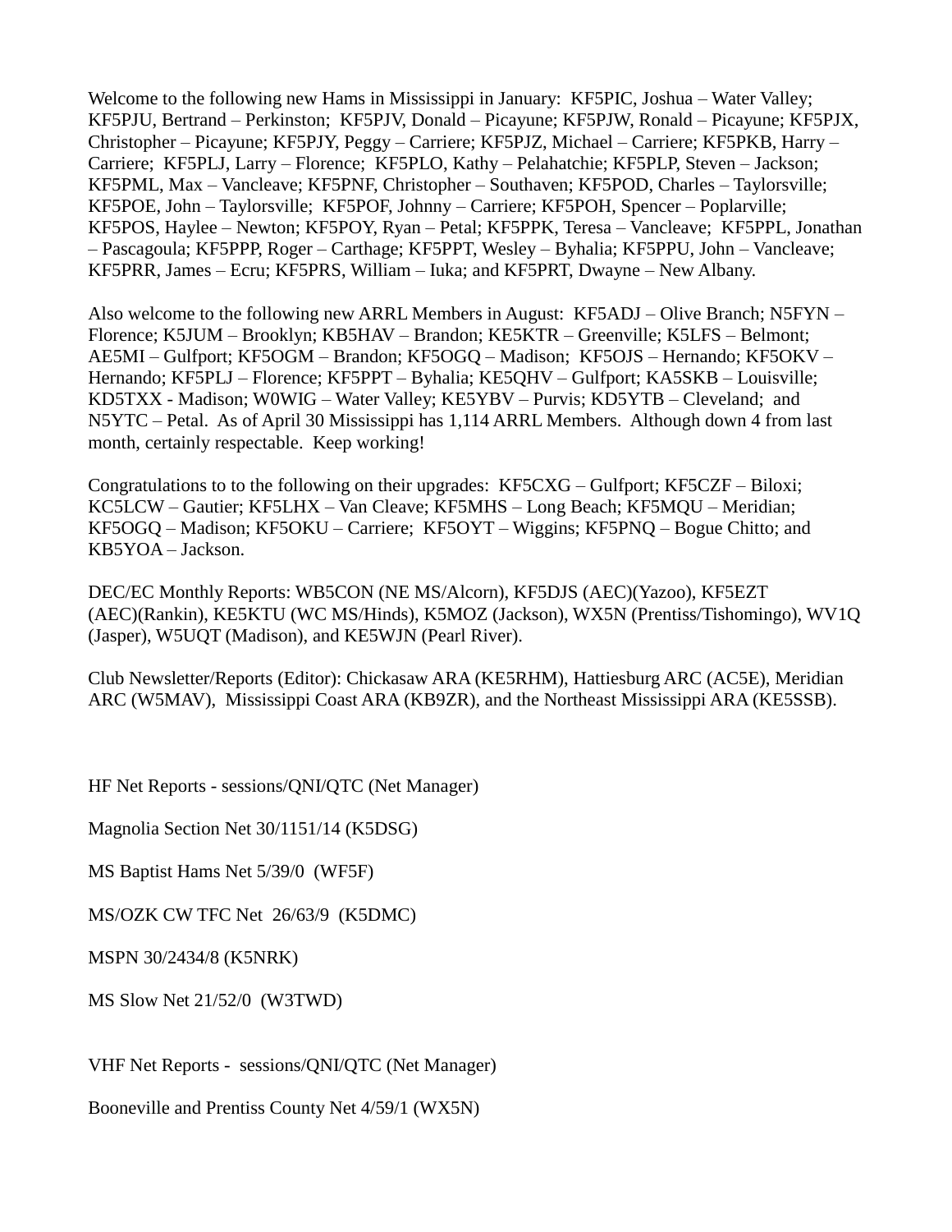Welcome to the following new Hams in Mississippi in January: KF5PIC, Joshua – Water Valley; KF5PJU, Bertrand – Perkinston; KF5PJV, Donald – Picayune; KF5PJW, Ronald – Picayune; KF5PJX, Christopher – Picayune; KF5PJY, Peggy – Carriere; KF5PJZ, Michael – Carriere; KF5PKB, Harry – Carriere; KF5PLJ, Larry – Florence; KF5PLO, Kathy – Pelahatchie; KF5PLP, Steven – Jackson; KF5PML, Max – Vancleave; KF5PNF, Christopher – Southaven; KF5POD, Charles – Taylorsville; KF5POE, John – Taylorsville; KF5POF, Johnny – Carriere; KF5POH, Spencer – Poplarville; KF5POS, Haylee – Newton; KF5POY, Ryan – Petal; KF5PPK, Teresa – Vancleave; KF5PPL, Jonathan – Pascagoula; KF5PPP, Roger – Carthage; KF5PPT, Wesley – Byhalia; KF5PPU, John – Vancleave; KF5PRR, James – Ecru; KF5PRS, William – Iuka; and KF5PRT, Dwayne – New Albany.

Also welcome to the following new ARRL Members in August: KF5ADJ – Olive Branch; N5FYN – Florence; K5JUM – Brooklyn; KB5HAV – Brandon; KE5KTR – Greenville; K5LFS – Belmont; AE5MI – Gulfport; KF5OGM – Brandon; KF5OGQ – Madison; KF5OJS – Hernando; KF5OKV – Hernando; KF5PLJ – Florence; KF5PPT – Byhalia; KE5QHV – Gulfport; KA5SKB – Louisville; KD5TXX - Madison; W0WIG – Water Valley; KE5YBV – Purvis; KD5YTB – Cleveland; and N5YTC – Petal. As of April 30 Mississippi has 1,114 ARRL Members. Although down 4 from last month, certainly respectable. Keep working!

Congratulations to to the following on their upgrades: KF5CXG – Gulfport; KF5CZF – Biloxi; KC5LCW – Gautier; KF5LHX – Van Cleave; KF5MHS – Long Beach; KF5MQU – Meridian; KF5OGQ – Madison; KF5OKU – Carriere; KF5OYT – Wiggins; KF5PNQ – Bogue Chitto; and KB5YOA – Jackson.

DEC/EC Monthly Reports: WB5CON (NE MS/Alcorn), KF5DJS (AEC)(Yazoo), KF5EZT (AEC)(Rankin), KE5KTU (WC MS/Hinds), K5MOZ (Jackson), WX5N (Prentiss/Tishomingo), WV1Q (Jasper), W5UQT (Madison), and KE5WJN (Pearl River).

Club Newsletter/Reports (Editor): Chickasaw ARA (KE5RHM), Hattiesburg ARC (AC5E), Meridian ARC (W5MAV), Mississippi Coast ARA (KB9ZR), and the Northeast Mississippi ARA (KE5SSB).

HF Net Reports - sessions/QNI/QTC (Net Manager)

Magnolia Section Net 30/1151/14 (K5DSG)

MS Baptist Hams Net 5/39/0 (WF5F)

MS/OZK CW TFC Net 26/63/9 (K5DMC)

MSPN 30/2434/8 (K5NRK)

MS Slow Net 21/52/0 (W3TWD)

VHF Net Reports - sessions/QNI/QTC (Net Manager)

Booneville and Prentiss County Net 4/59/1 (WX5N)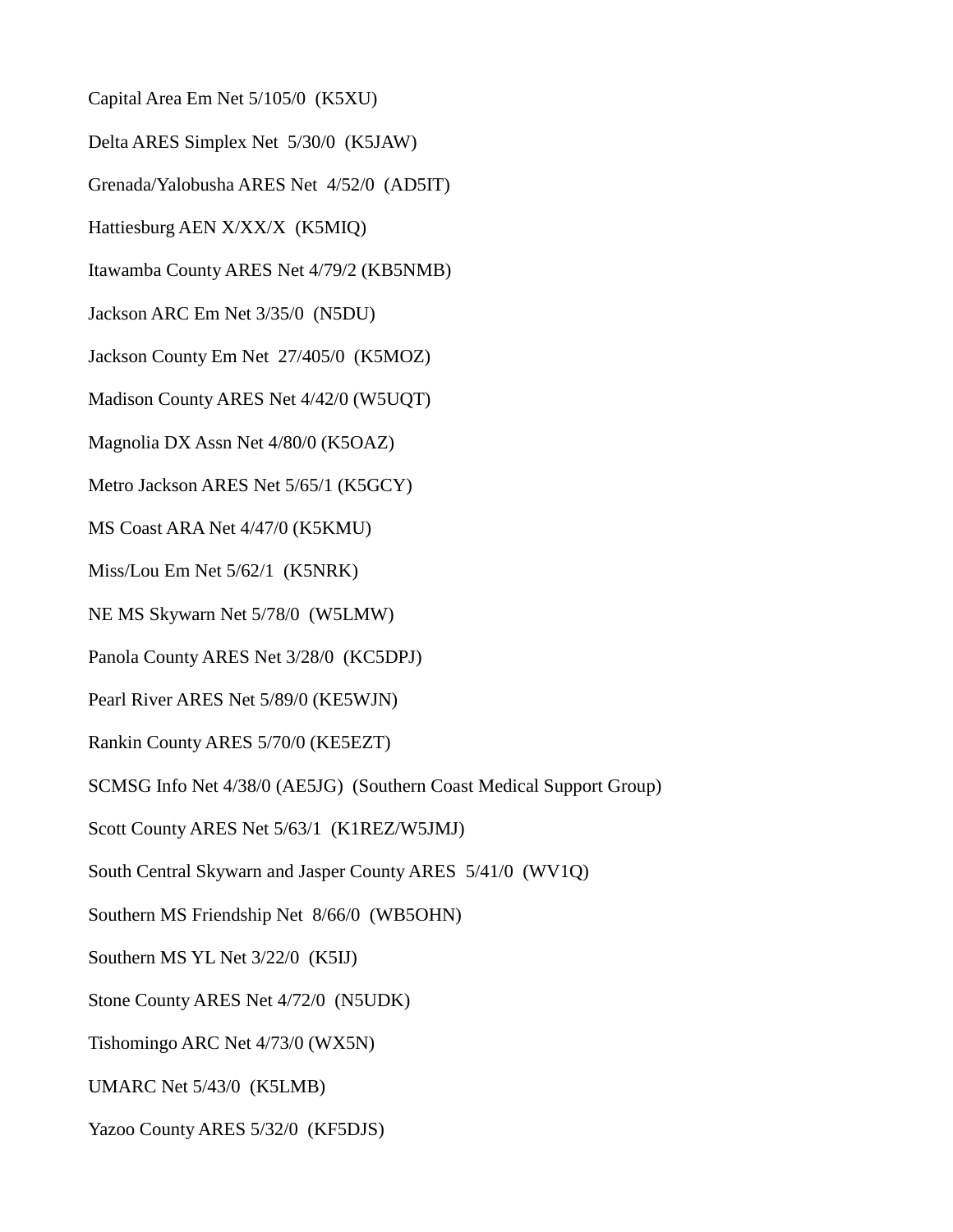Capital Area Em Net 5/105/0 (K5XU)

Delta ARES Simplex Net 5/30/0 (K5JAW)

Grenada/Yalobusha ARES Net 4/52/0 (AD5IT)

Hattiesburg AEN X/XX/X (K5MIQ)

Itawamba County ARES Net 4/79/2 (KB5NMB)

Jackson ARC Em Net 3/35/0 (N5DU)

Jackson County Em Net 27/405/0 (K5MOZ)

Madison County ARES Net 4/42/0 (W5UQT)

Magnolia DX Assn Net 4/80/0 (K5OAZ)

Metro Jackson ARES Net 5/65/1 (K5GCY)

MS Coast ARA Net 4/47/0 (K5KMU)

Miss/Lou Em Net 5/62/1 (K5NRK)

NE MS Skywarn Net 5/78/0 (W5LMW)

Panola County ARES Net 3/28/0 (KC5DPJ)

Pearl River ARES Net 5/89/0 (KE5WJN)

Rankin County ARES 5/70/0 (KE5EZT)

SCMSG Info Net 4/38/0 (AE5JG) (Southern Coast Medical Support Group)

Scott County ARES Net 5/63/1 (K1REZ/W5JMJ)

South Central Skywarn and Jasper County ARES 5/41/0 (WV1Q)

Southern MS Friendship Net 8/66/0 (WB5OHN)

Southern MS YL Net 3/22/0 (K5IJ)

Stone County ARES Net 4/72/0 (N5UDK)

Tishomingo ARC Net 4/73/0 (WX5N)

UMARC Net 5/43/0 (K5LMB)

Yazoo County ARES 5/32/0 (KF5DJS)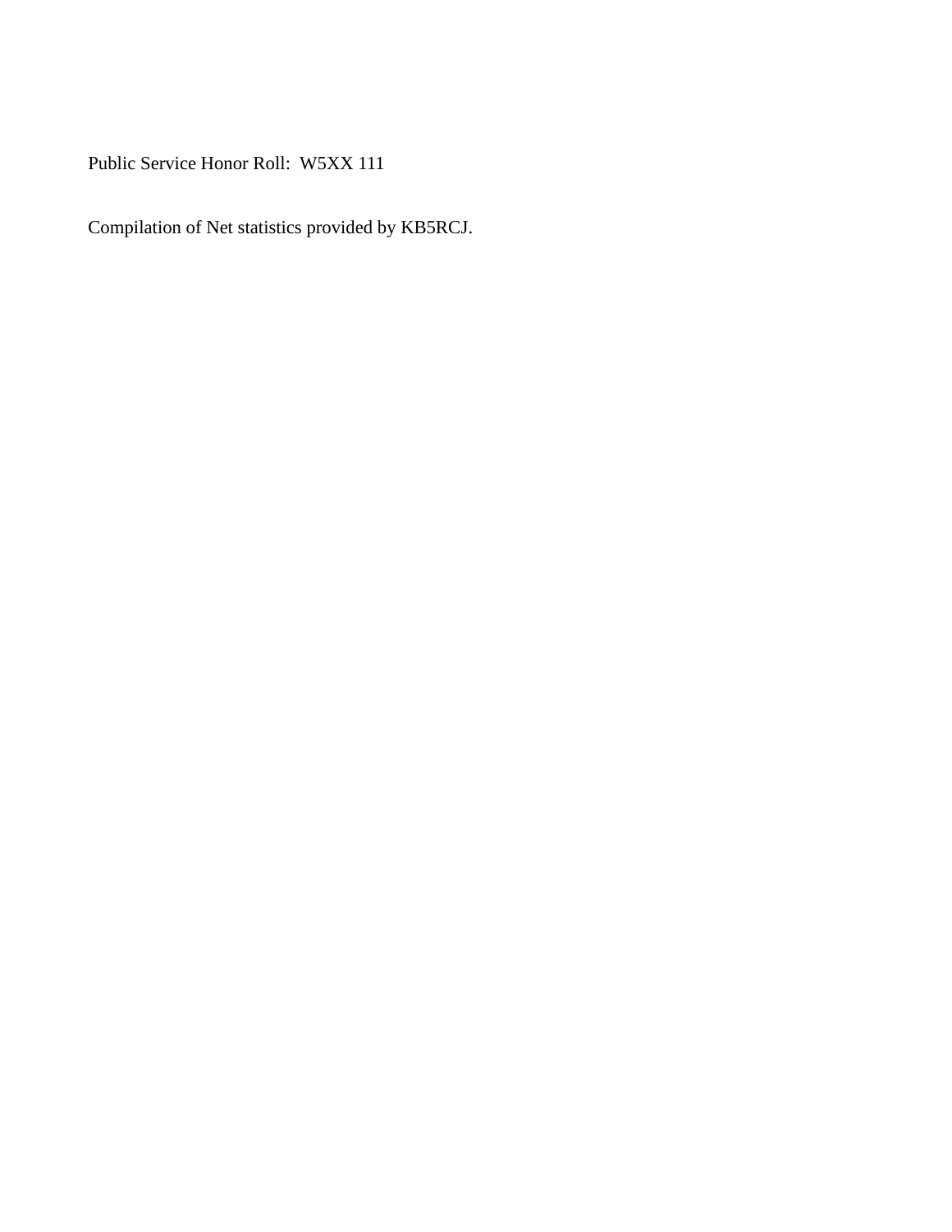Public Service Honor Roll:  W5XX 111

Compilation of Net statistics provided by KB5RCJ.